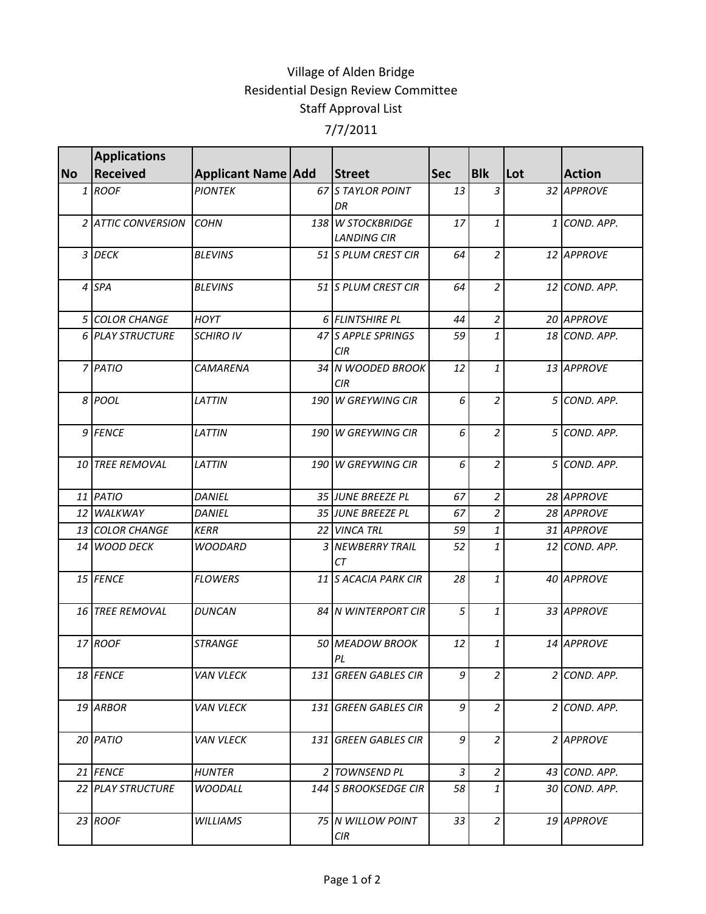Village of Alden Bridge

Residential Design Review Committee

Staff Approval List

7/7/2011

| No | Applications Received | Applicant Name | Add | Street | Sec | Blk | Lot | Action |
|---|---|---|---|---|---|---|---|---|
| 1 | ROOF | PIONTEK | 67 | S TAYLOR POINT DR | 13 | 3 | 32 | APPROVE |
| 2 | ATTIC CONVERSION | COHN | 138 | W STOCKBRIDGE LANDING CIR | 17 | 1 | 1 | COND. APP. |
| 3 | DECK | BLEVINS | 51 | S PLUM CREST CIR | 64 | 2 | 12 | APPROVE |
| 4 | SPA | BLEVINS | 51 | S PLUM CREST CIR | 64 | 2 | 12 | COND. APP. |
| 5 | COLOR CHANGE | HOYT | 6 | FLINTSHIRE PL | 44 | 2 | 20 | APPROVE |
| 6 | PLAY STRUCTURE | SCHIRO IV | 47 | S APPLE SPRINGS CIR | 59 | 1 | 18 | COND. APP. |
| 7 | PATIO | CAMARENA | 34 | N WOODED BROOK CIR | 12 | 1 | 13 | APPROVE |
| 8 | POOL | LATTIN | 190 | W GREYWING CIR | 6 | 2 | 5 | COND. APP. |
| 9 | FENCE | LATTIN | 190 | W GREYWING CIR | 6 | 2 | 5 | COND. APP. |
| 10 | TREE REMOVAL | LATTIN | 190 | W GREYWING CIR | 6 | 2 | 5 | COND. APP. |
| 11 | PATIO | DANIEL | 35 | JUNE BREEZE PL | 67 | 2 | 28 | APPROVE |
| 12 | WALKWAY | DANIEL | 35 | JUNE BREEZE PL | 67 | 2 | 28 | APPROVE |
| 13 | COLOR CHANGE | KERR | 22 | VINCA TRL | 59 | 1 | 31 | APPROVE |
| 14 | WOOD DECK | WOODARD | 3 | NEWBERRY TRAIL CT | 52 | 1 | 12 | COND. APP. |
| 15 | FENCE | FLOWERS | 11 | S ACACIA PARK CIR | 28 | 1 | 40 | APPROVE |
| 16 | TREE REMOVAL | DUNCAN | 84 | N WINTERPORT CIR | 5 | 1 | 33 | APPROVE |
| 17 | ROOF | STRANGE | 50 | MEADOW BROOK PL | 12 | 1 | 14 | APPROVE |
| 18 | FENCE | VAN VLECK | 131 | GREEN GABLES CIR | 9 | 2 | 2 | COND. APP. |
| 19 | ARBOR | VAN VLECK | 131 | GREEN GABLES CIR | 9 | 2 | 2 | COND. APP. |
| 20 | PATIO | VAN VLECK | 131 | GREEN GABLES CIR | 9 | 2 | 2 | APPROVE |
| 21 | FENCE | HUNTER | 2 | TOWNSEND PL | 3 | 2 | 43 | COND. APP. |
| 22 | PLAY STRUCTURE | WOODALL | 144 | S BROOKSEDGE CIR | 58 | 1 | 30 | COND. APP. |
| 23 | ROOF | WILLIAMS | 75 | N WILLOW POINT CIR | 33 | 2 | 19 | APPROVE |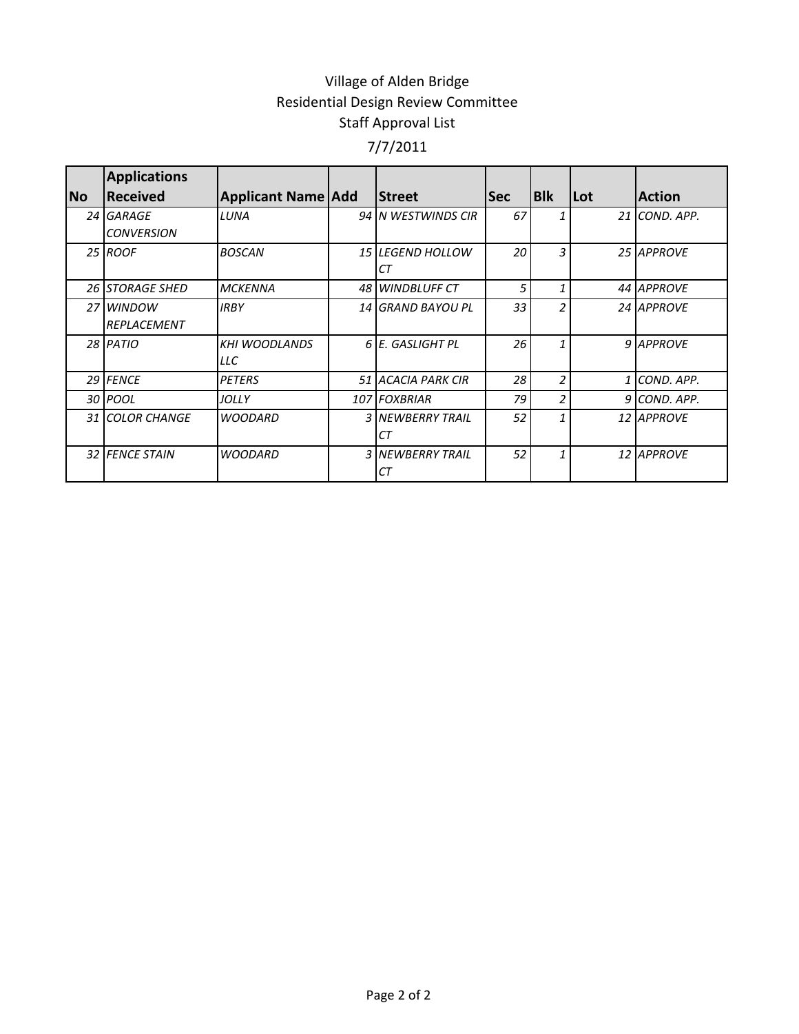Village of Alden Bridge
Residential Design Review Committee
Staff Approval List
7/7/2011

| No | Applications Received | Applicant Name | Add | Street | Sec | Blk | Lot | Action |
|---|---|---|---|---|---|---|---|---|
| 24 | GARAGE CONVERSION | LUNA | 94 | N WESTWINDS CIR | 67 | 1 | 21 | COND. APP. |
| 25 | ROOF | BOSCAN | 15 | LEGEND HOLLOW CT | 20 | 3 | 25 | APPROVE |
| 26 | STORAGE SHED | MCKENNA | 48 | WINDBLUFF CT | 5 | 1 | 44 | APPROVE |
| 27 | WINDOW REPLACEMENT | IRBY | 14 | GRAND BAYOU PL | 33 | 2 | 24 | APPROVE |
| 28 | PATIO | KHI WOODLANDS LLC | 6 | E. GASLIGHT PL | 26 | 1 | 9 | APPROVE |
| 29 | FENCE | PETERS | 51 | ACACIA PARK CIR | 28 | 2 | 1 | COND. APP. |
| 30 | POOL | JOLLY | 107 | FOXBRIAR | 79 | 2 | 9 | COND. APP. |
| 31 | COLOR CHANGE | WOODARD | 3 | NEWBERRY TRAIL CT | 52 | 1 | 12 | APPROVE |
| 32 | FENCE STAIN | WOODARD | 3 | NEWBERRY TRAIL CT | 52 | 1 | 12 | APPROVE |